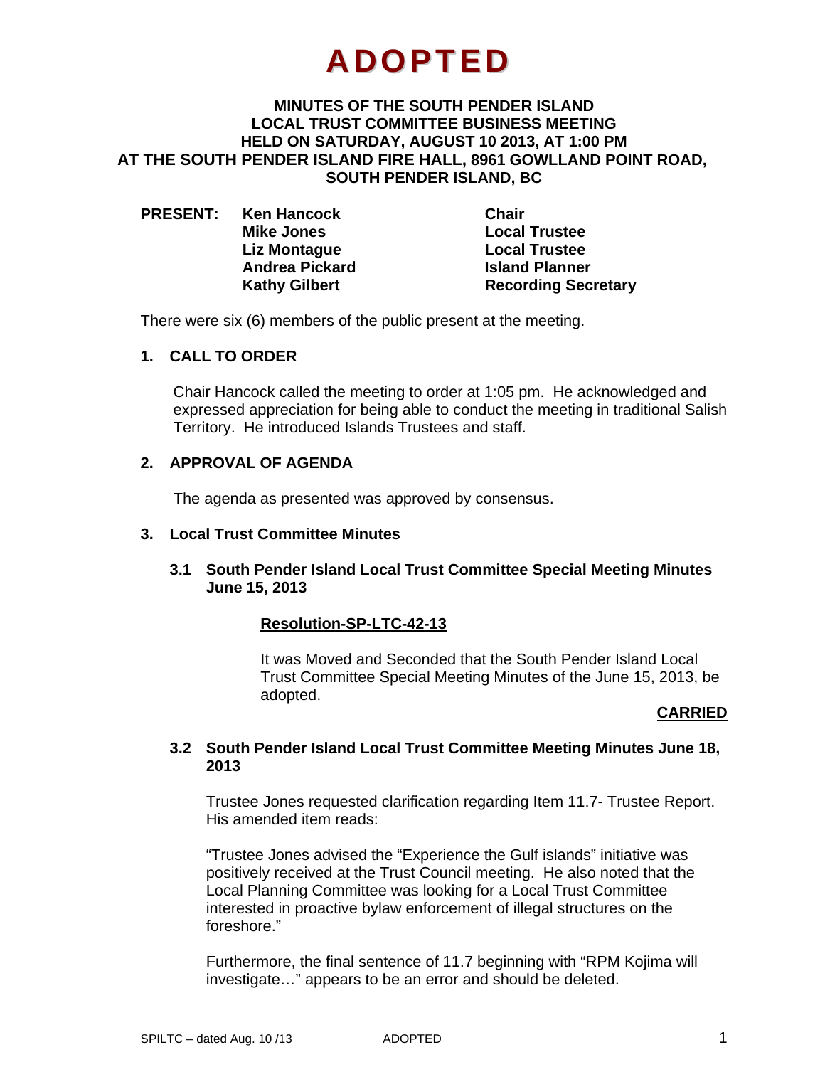# ADOPTED

**MINUTES OF THE SOUTH PENDER ISLAND LOCAL TRUST COMMITTEE BUSINESS MEETING HELD ON SATURDAY, AUGUST 10 2013, AT 1:00 PM AT THE SOUTH PENDER ISLAND FIRE HALL, 8961 GOWLAND POINT ROAD, SOUTH PENDER ISLAND, BC**

| PRESENT: | | |
|---|---|---|
| | **Ken Hancock** | **Chair** |
| | **Mike Jones** | **Local Trustee** |
| | **Liz Montague** | **Local Trustee** |
| | **Andrea Pickard** | **Island Planner** |
| | **Kathy Gilbert** | **Recording Secretary** |

There were six (6) members of the public present at the meeting.

## 1. CALL TO ORDER

Chair Hancock called the meeting to order at 1:05 pm. He acknowledged and expressed appreciation for being able to conduct the meeting in traditional Salish Territory. He introduced Islands Trustees and staff.

## 2. APPROVAL OF AGENDA

The agenda as presented was approved by consensus.

## 3. Local Trust Committee Minutes

### 3.1 South Pender Island Local Trust Committee Special Meeting Minutes June 15, 2013

**Resolution-SP-LTC-42-13**

It was Moved and Seconded that the South Pender Island Local Trust Committee Special Meeting Minutes of the June 15, 2013, be adopted.

**CARRIED**

### 3.2 South Pender Island Local Trust Committee Meeting Minutes June 18, 2013

Trustee Jones requested clarification regarding Item 11.7- Trustee Report. His amended item reads:

"Trustee Jones advised the "Experience the Gulf islands" initiative was positively received at the Trust Council meeting. He also noted that the Local Planning Committee was looking for a Local Trust Committee interested in proactive bylaw enforcement of illegal structures on the foreshore."

Furthermore, the final sentence of 11.7 beginning with "RPM Kojima will investigate…" appears to be an error and should be deleted.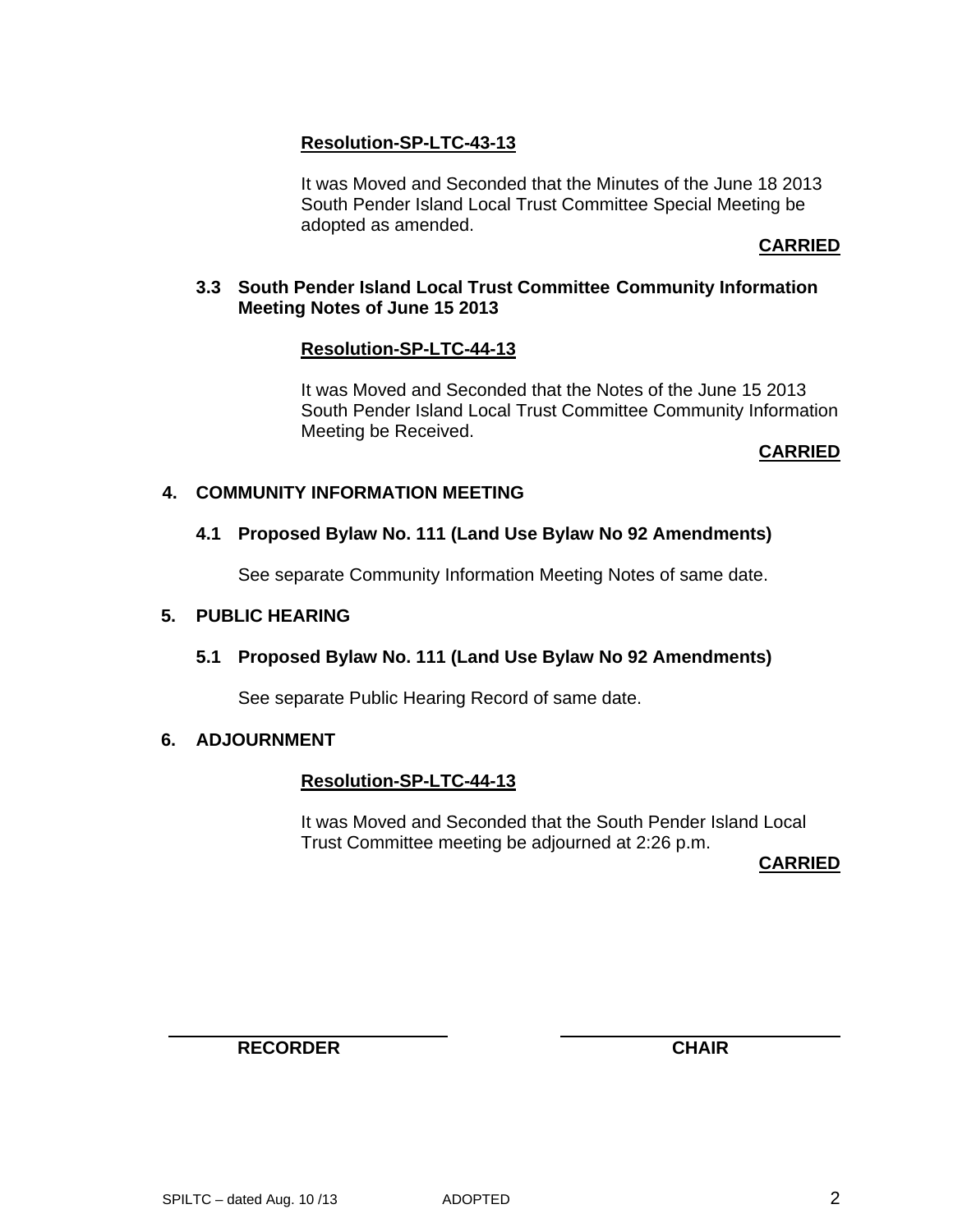**Resolution-SP-LTC-43-13**

It was Moved and Seconded that the Minutes of the June 18 2013 South Pender Island Local Trust Committee Special Meeting be adopted as amended.

**CARRIED**

### 3.3 South Pender Island Local Trust Committee Community Information Meeting Notes of June 15 2013

**Resolution-SP-LTC-44-13**

It was Moved and Seconded that the Notes of the June 15 2013 South Pender Island Local Trust Committee Community Information Meeting be Received.

**CARRIED**

## 4. COMMUNITY INFORMATION MEETING

### 4.1 Proposed Bylaw No. 111 (Land Use Bylaw No 92 Amendments)

See separate Community Information Meeting Notes of same date.

## 5. PUBLIC HEARING

### 5.1 Proposed Bylaw No. 111 (Land Use Bylaw No 92 Amendments)

See separate Public Hearing Record of same date.

## 6. ADJOURNMENT

**Resolution-SP-LTC-44-13**

It was Moved and Seconded that the South Pender Island Local Trust Committee meeting be adjourned at 2:26 p.m.

**CARRIED**

______________________________ RECORDER

______________________________ CHAIR

SPILTC – dated Aug. 10 /13 ADOPTED